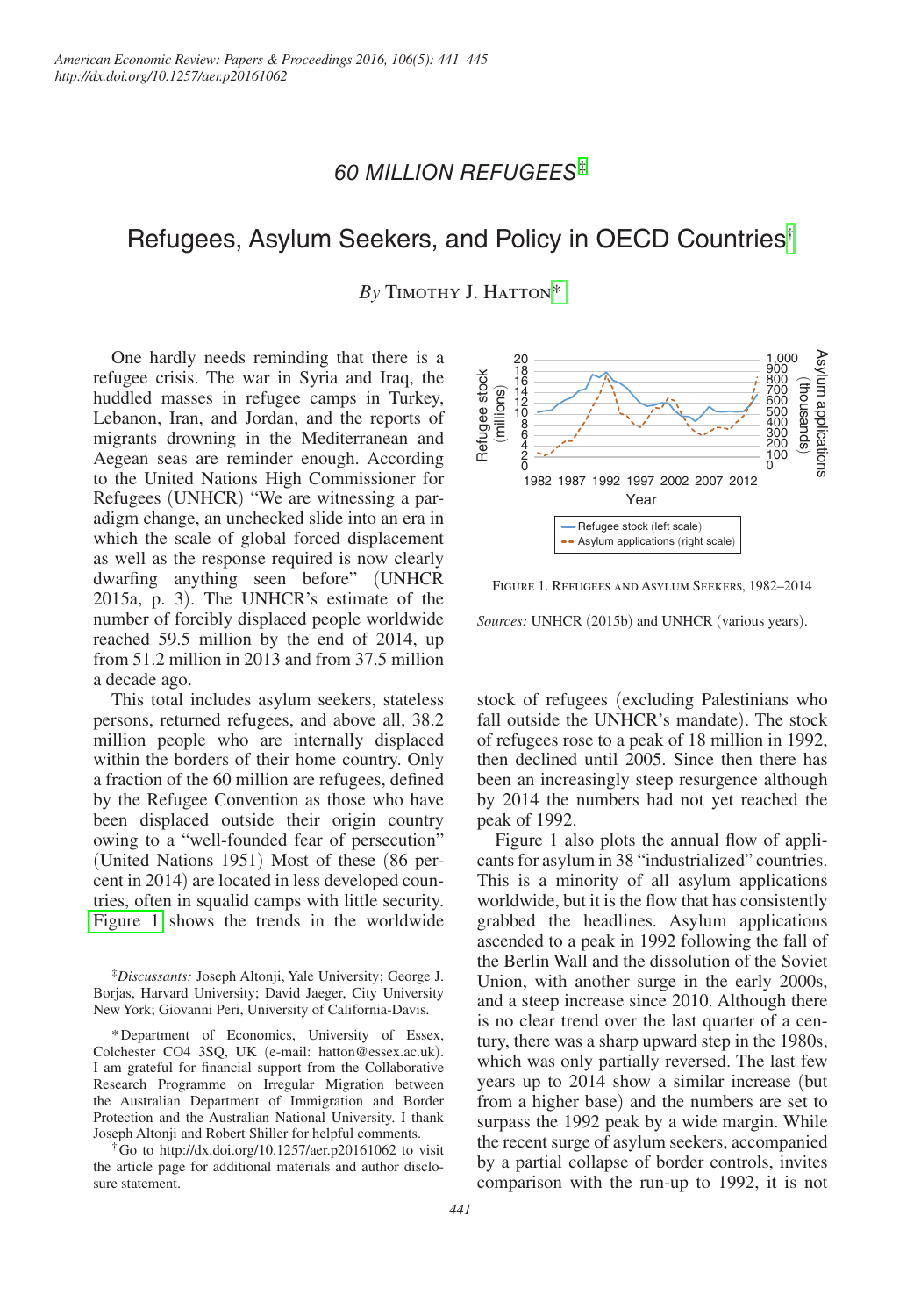## 60 MILLION REFUGEES[‡]

# Refugees, Asylum Seekers, and Policy in OECD Countries[†]

*By* Timothy J. Hatton[*]

One hardly needs reminding that there is a refugee crisis. The war in Syria and Iraq, the huddled masses in refugee camps in Turkey, Lebanon, Iran, and Jordan, and the reports of migrants drowning in the Mediterranean and Aegean seas are reminder enough. According to the United Nations High Commissioner for Refugees (UNHCR) "We are witnessing a paradigm change, an unchecked slide into an era in which the scale of global forced displacement as well as the response required is now clearly dwarfing anything seen before" (UNHCR 2015a, p. 3). The UNHCR's estimate of the number of forcibly displaced people worldwide reached 59.5 million by the end of 2014, up from 51.2 million in 2013 and from 37.5 million a decade ago.

This total includes asylum seekers, stateless persons, returned refugees, and above all, 38.2 million people who are internally displaced within the borders of their home country. Only a fraction of the 60 million are refugees, defined by the Refugee Convention as those who have been displaced outside their origin country owing to a "well-founded fear of persecution" (United Nations 1951) Most of these (86 percent in 2014) are located in less developed countries, often in squalid camps with little security. Figure 1 shows the trends in the worldwide stock of refugees (excluding Palestinians who fall outside the UNHCR's mandate). The stock of refugees rose to a peak of 18 million in 1992, then declined until 2005. Since then there has been an increasingly steep resurgence although by 2014 the numbers had not yet reached the peak of 1992.

Figure 1. Refugees and Asylum Seekers, 1982–2014

*Sources:* UNHCR (2015b) and UNHCR (various years).

Figure 1 also plots the annual flow of applicants for asylum in 38 "industrialized" countries. This is a minority of all asylum applications worldwide, but it is the flow that has consistently grabbed the headlines. Asylum applications ascended to a peak in 1992 following the fall of the Berlin Wall and the dissolution of the Soviet Union, with another surge in the early 2000s, and a steep increase since 2010. Although there is no clear trend over the last quarter of a century, there was a sharp upward step in the 1980s, which was only partially reversed. The last few years up to 2014 show a similar increase (but from a higher base) and the numbers are set to surpass the 1992 peak by a wide margin. While the recent surge of asylum seekers, accompanied by a partial collapse of border controls, invites comparison with the run-up to 1992, it is not

[‡]*Discussants:* Joseph Altonji, Yale University; George J. Borjas, Harvard University; David Jaeger, City University New York; Giovanni Peri, University of California-Davis.

[*]Department of Economics, University of Essex, Colchester CO4 3SQ, UK (e-mail: hatton@essex.ac.uk). I am grateful for financial support from the Collaborative Research Programme on Irregular Migration between the Australian Department of Immigration and Border Protection and the Australian National University. I thank Joseph Altonji and Robert Shiller for helpful comments.

[†]Go to http://dx.doi.org/10.1257/aer.p20161062 to visit the article page for additional materials and author disclosure statement.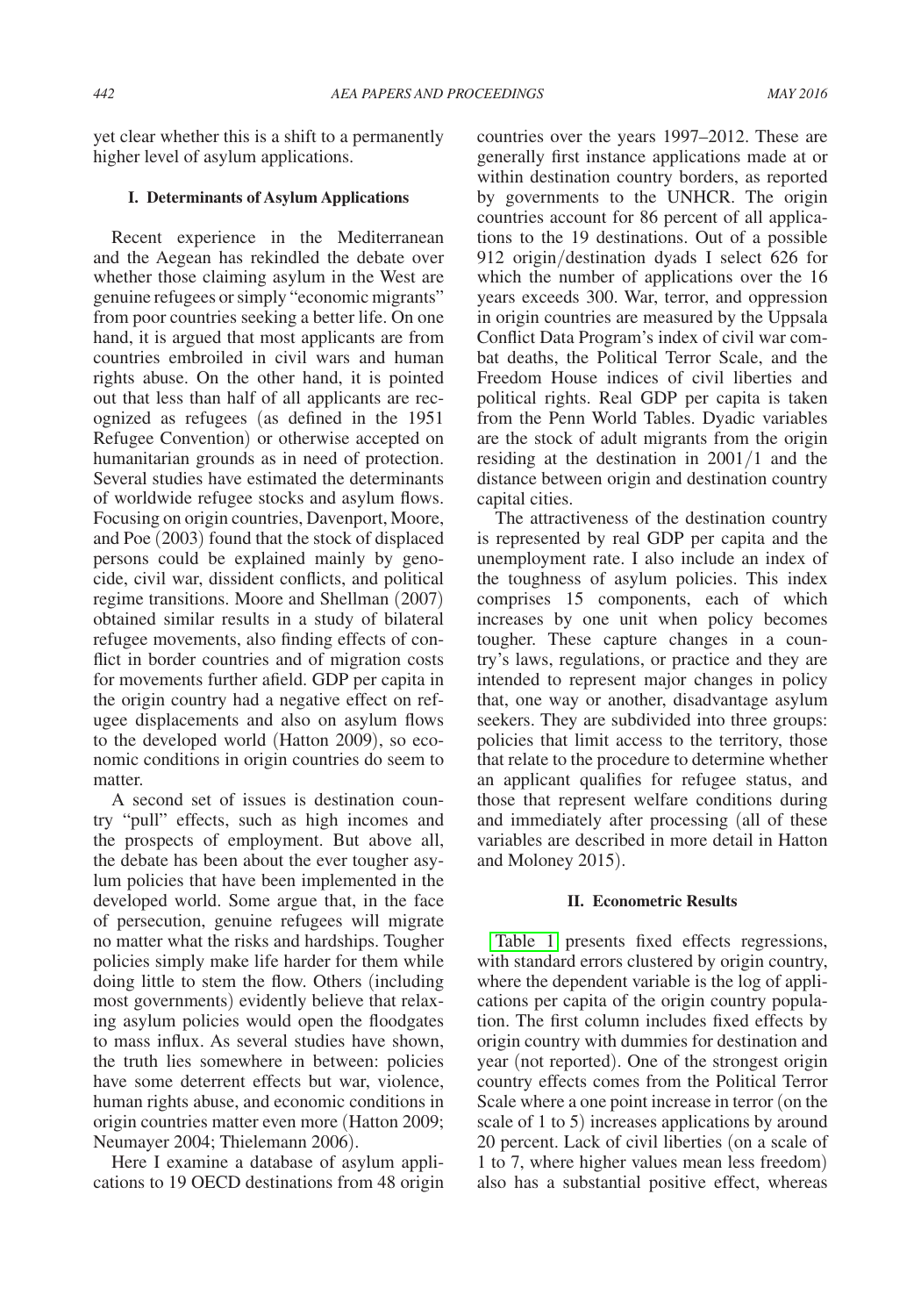yet clear whether this is a shift to a permanently higher level of asylum applications.

## I. Determinants of Asylum Applications

Recent experience in the Mediterranean and the Aegean has rekindled the debate over whether those claiming asylum in the West are genuine refugees or simply "economic migrants" from poor countries seeking a better life. On one hand, it is argued that most applicants are from countries embroiled in civil wars and human rights abuse. On the other hand, it is pointed out that less than half of all applicants are recognized as refugees (as defined in the 1951 Refugee Convention) or otherwise accepted on humanitarian grounds as in need of protection. Several studies have estimated the determinants of worldwide refugee stocks and asylum flows. Focusing on origin countries, Davenport, Moore, and Poe (2003) found that the stock of displaced persons could be explained mainly by genocide, civil war, dissident conflicts, and political regime transitions. Moore and Shellman (2007) obtained similar results in a study of bilateral refugee movements, also finding effects of conflict in border countries and of migration costs for movements further afield. GDP per capita in the origin country had a negative effect on refugee displacements and also on asylum flows to the developed world (Hatton 2009), so economic conditions in origin countries do seem to matter.

A second set of issues is destination country "pull" effects, such as high incomes and the prospects of employment. But above all, the debate has been about the ever tougher asylum policies that have been implemented in the developed world. Some argue that, in the face of persecution, genuine refugees will migrate no matter what the risks and hardships. Tougher policies simply make life harder for them while doing little to stem the flow. Others (including most governments) evidently believe that relaxing asylum policies would open the floodgates to mass influx. As several studies have shown, the truth lies somewhere in between: policies have some deterrent effects but war, violence, human rights abuse, and economic conditions in origin countries matter even more (Hatton 2009; Neumayer 2004; Thielemann 2006).

Here I examine a database of asylum applications to 19 OECD destinations from 48 origin countries over the years 1997–2012. These are generally first instance applications made at or within destination country borders, as reported by governments to the UNHCR. The origin countries account for 86 percent of all applications to the 19 destinations. Out of a possible 912 origin/destination dyads I select 626 for which the number of applications over the 16 years exceeds 300. War, terror, and oppression in origin countries are measured by the Uppsala Conflict Data Program's index of civil war combat deaths, the Political Terror Scale, and the Freedom House indices of civil liberties and political rights. Real GDP per capita is taken from the Penn World Tables. Dyadic variables are the stock of adult migrants from the origin residing at the destination in 2001/1 and the distance between origin and destination country capital cities.

The attractiveness of the destination country is represented by real GDP per capita and the unemployment rate. I also include an index of the toughness of asylum policies. This index comprises 15 components, each of which increases by one unit when policy becomes tougher. These capture changes in a country's laws, regulations, or practice and they are intended to represent major changes in policy that, one way or another, disadvantage asylum seekers. They are subdivided into three groups: policies that limit access to the territory, those that relate to the procedure to determine whether an applicant qualifies for refugee status, and those that represent welfare conditions during and immediately after processing (all of these variables are described in more detail in Hatton and Moloney 2015).

## II. Econometric Results

Table 1 presents fixed effects regressions, with standard errors clustered by origin country, where the dependent variable is the log of applications per capita of the origin country population. The first column includes fixed effects by origin country with dummies for destination and year (not reported). One of the strongest origin country effects comes from the Political Terror Scale where a one point increase in terror (on the scale of 1 to 5) increases applications by around 20 percent. Lack of civil liberties (on a scale of 1 to 7, where higher values mean less freedom) also has a substantial positive effect, whereas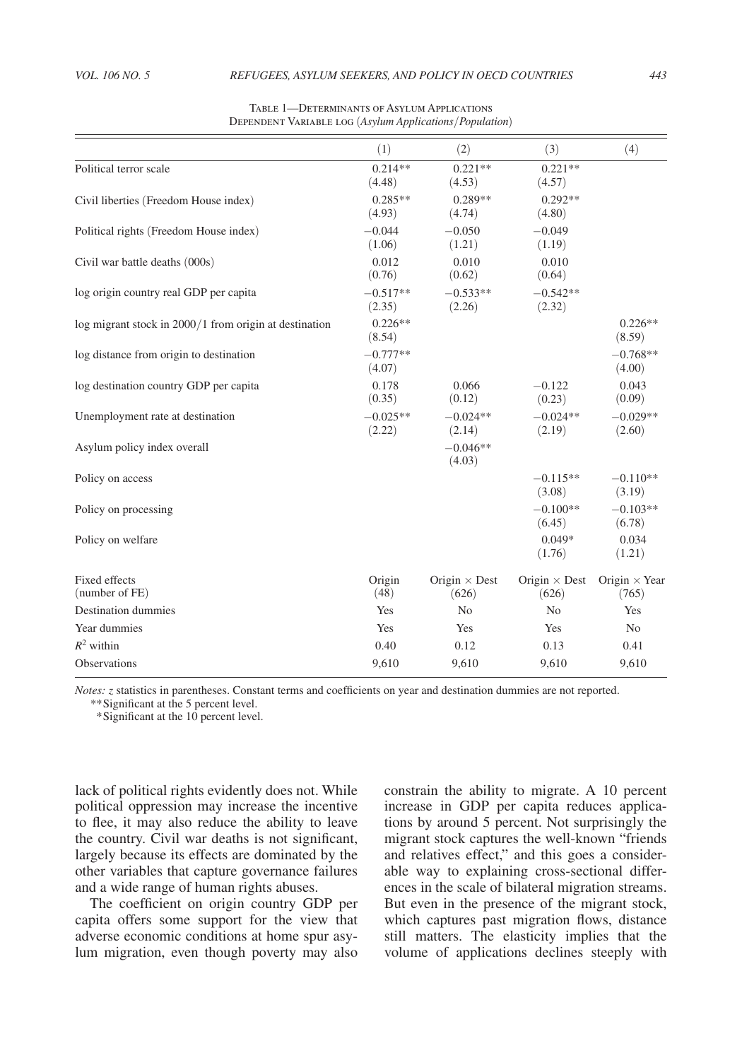Table 1—Determinants of Asylum Applications
Dependent Variable log (*Asylum Applications/Population*)

| | (1) | (2) | (3) | (4) |
|---|---|---|---|---|
| Political terror scale | 0.214** (4.48) | 0.221** (4.53) | 0.221** (4.57) | |
| Civil liberties (Freedom House index) | 0.285** (4.93) | 0.289** (4.74) | 0.292** (4.80) | |
| Political rights (Freedom House index) | −0.044 (1.06) | −0.050 (1.21) | −0.049 (1.19) | |
| Civil war battle deaths (000s) | 0.012 (0.76) | 0.010 (0.62) | 0.010 (0.64) | |
| log origin country real GDP per capita | −0.517** (2.35) | −0.533** (2.26) | −0.542** (2.32) | |
| log migrant stock in 2000/1 from origin at destination | 0.226** (8.54) | | | 0.226** (8.59) |
| log distance from origin to destination | −0.777** (4.07) | | | −0.768** (4.00) |
| log destination country GDP per capita | 0.178 (0.35) | 0.066 (0.12) | −0.122 (0.23) | 0.043 (0.09) |
| Unemployment rate at destination | −0.025** (2.22) | −0.024** (2.14) | −0.024** (2.19) | −0.029** (2.60) |
| Asylum policy index overall | | −0.046** (4.03) | | |
| Policy on access | | | −0.115** (3.08) | −0.110** (3.19) |
| Policy on processing | | | −0.100** (6.45) | −0.103** (6.78) |
| Policy on welfare | | | 0.049* (1.76) | 0.034 (1.21) |
| Fixed effects (number of FE) | Origin (48) | Origin × Dest (626) | Origin × Dest (626) | Origin × Year (765) |
| Destination dummies | Yes | No | No | Yes |
| Year dummies | Yes | Yes | Yes | No |
| $R^2$ within | 0.40 | 0.12 | 0.13 | 0.41 |
| Observations | 9,610 | 9,610 | 9,610 | 9,610 |

*Notes:* *z* statistics in parentheses. Constant terms and coefficients on year and destination dummies are not reported.

**Significant at the 5 percent level.

*Significant at the 10 percent level.

lack of political rights evidently does not. While political oppression may increase the incentive to flee, it may also reduce the ability to leave the country. Civil war deaths is not significant, largely because its effects are dominated by the other variables that capture governance failures and a wide range of human rights abuses.

The coefficient on origin country GDP per capita offers some support for the view that adverse economic conditions at home spur asylum migration, even though poverty may also constrain the ability to migrate. A 10 percent increase in GDP per capita reduces applications by around 5 percent. Not surprisingly the migrant stock captures the well-known "friends and relatives effect," and this goes a considerable way to explaining cross-sectional differences in the scale of bilateral migration streams. But even in the presence of the migrant stock, which captures past migration flows, distance still matters. The elasticity implies that the volume of applications declines steeply with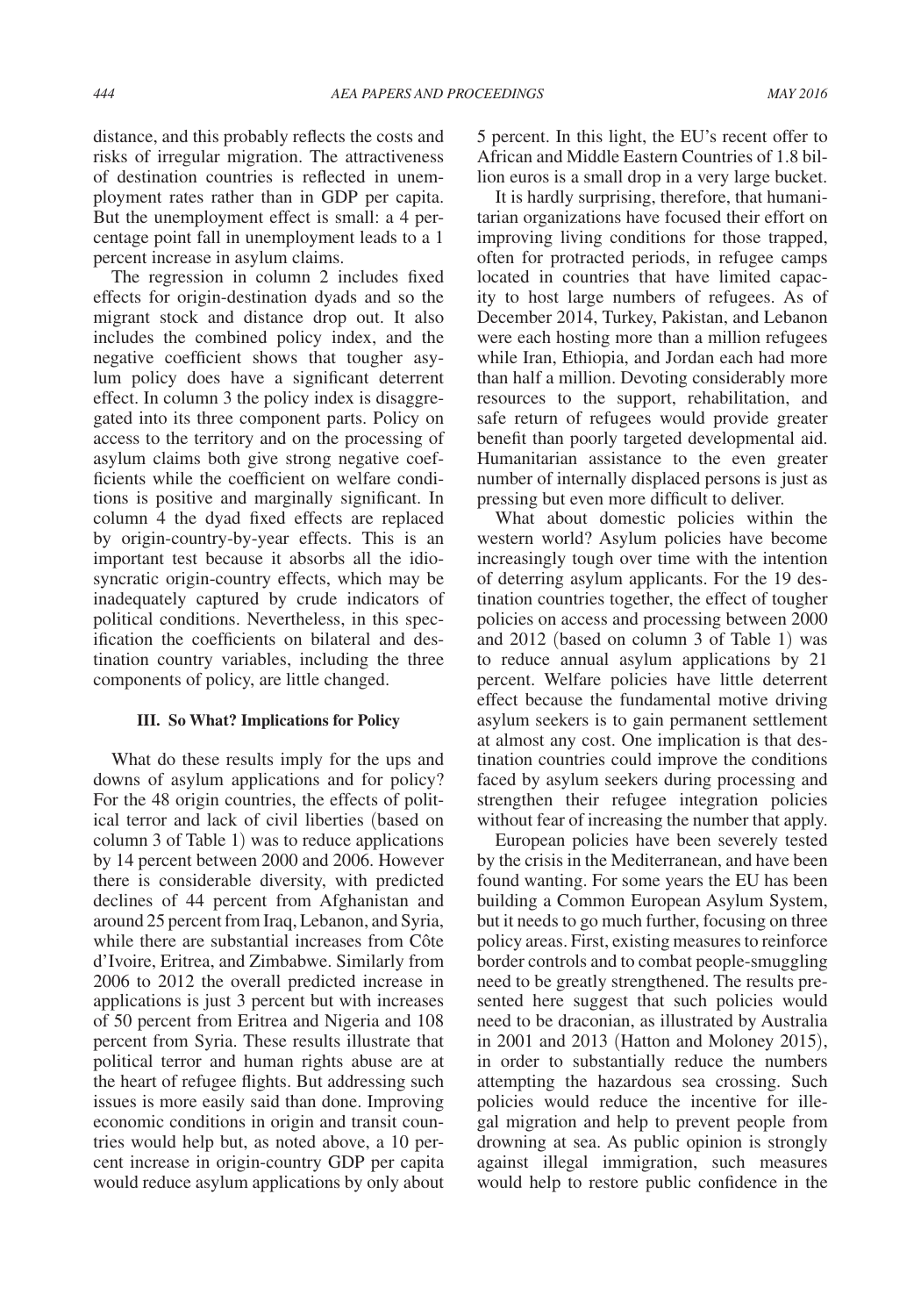distance, and this probably reflects the costs and risks of irregular migration. The attractiveness of destination countries is reflected in unemployment rates rather than in GDP per capita. But the unemployment effect is small: a 4 percentage point fall in unemployment leads to a 1 percent increase in asylum claims.

The regression in column 2 includes fixed effects for origin-destination dyads and so the migrant stock and distance drop out. It also includes the combined policy index, and the negative coefficient shows that tougher asylum policy does have a significant deterrent effect. In column 3 the policy index is disaggregated into its three component parts. Policy on access to the territory and on the processing of asylum claims both give strong negative coefficients while the coefficient on welfare conditions is positive and marginally significant. In column 4 the dyad fixed effects are replaced by origin-country-by-year effects. This is an important test because it absorbs all the idiosyncratic origin-country effects, which may be inadequately captured by crude indicators of political conditions. Nevertheless, in this specification the coefficients on bilateral and destination country variables, including the three components of policy, are little changed.

### III. So What? Implications for Policy

What do these results imply for the ups and downs of asylum applications and for policy? For the 48 origin countries, the effects of political terror and lack of civil liberties (based on column 3 of Table 1) was to reduce applications by 14 percent between 2000 and 2006. However there is considerable diversity, with predicted declines of 44 percent from Afghanistan and around 25 percent from Iraq, Lebanon, and Syria, while there are substantial increases from Côte d'Ivoire, Eritrea, and Zimbabwe. Similarly from 2006 to 2012 the overall predicted increase in applications is just 3 percent but with increases of 50 percent from Eritrea and Nigeria and 108 percent from Syria. These results illustrate that political terror and human rights abuse are at the heart of refugee flights. But addressing such issues is more easily said than done. Improving economic conditions in origin and transit countries would help but, as noted above, a 10 percent increase in origin-country GDP per capita would reduce asylum applications by only about 5 percent. In this light, the EU's recent offer to African and Middle Eastern Countries of 1.8 billion euros is a small drop in a very large bucket.

It is hardly surprising, therefore, that humanitarian organizations have focused their effort on improving living conditions for those trapped, often for protracted periods, in refugee camps located in countries that have limited capacity to host large numbers of refugees. As of December 2014, Turkey, Pakistan, and Lebanon were each hosting more than a million refugees while Iran, Ethiopia, and Jordan each had more than half a million. Devoting considerably more resources to the support, rehabilitation, and safe return of refugees would provide greater benefit than poorly targeted developmental aid. Humanitarian assistance to the even greater number of internally displaced persons is just as pressing but even more difficult to deliver.

What about domestic policies within the western world? Asylum policies have become increasingly tough over time with the intention of deterring asylum applicants. For the 19 destination countries together, the effect of tougher policies on access and processing between 2000 and 2012 (based on column 3 of Table 1) was to reduce annual asylum applications by 21 percent. Welfare policies have little deterrent effect because the fundamental motive driving asylum seekers is to gain permanent settlement at almost any cost. One implication is that destination countries could improve the conditions faced by asylum seekers during processing and strengthen their refugee integration policies without fear of increasing the number that apply.

European policies have been severely tested by the crisis in the Mediterranean, and have been found wanting. For some years the EU has been building a Common European Asylum System, but it needs to go much further, focusing on three policy areas. First, existing measures to reinforce border controls and to combat people-smuggling need to be greatly strengthened. The results presented here suggest that such policies would need to be draconian, as illustrated by Australia in 2001 and 2013 (Hatton and Moloney 2015), in order to substantially reduce the numbers attempting the hazardous sea crossing. Such policies would reduce the incentive for illegal migration and help to prevent people from drowning at sea. As public opinion is strongly against illegal immigration, such measures would help to restore public confidence in the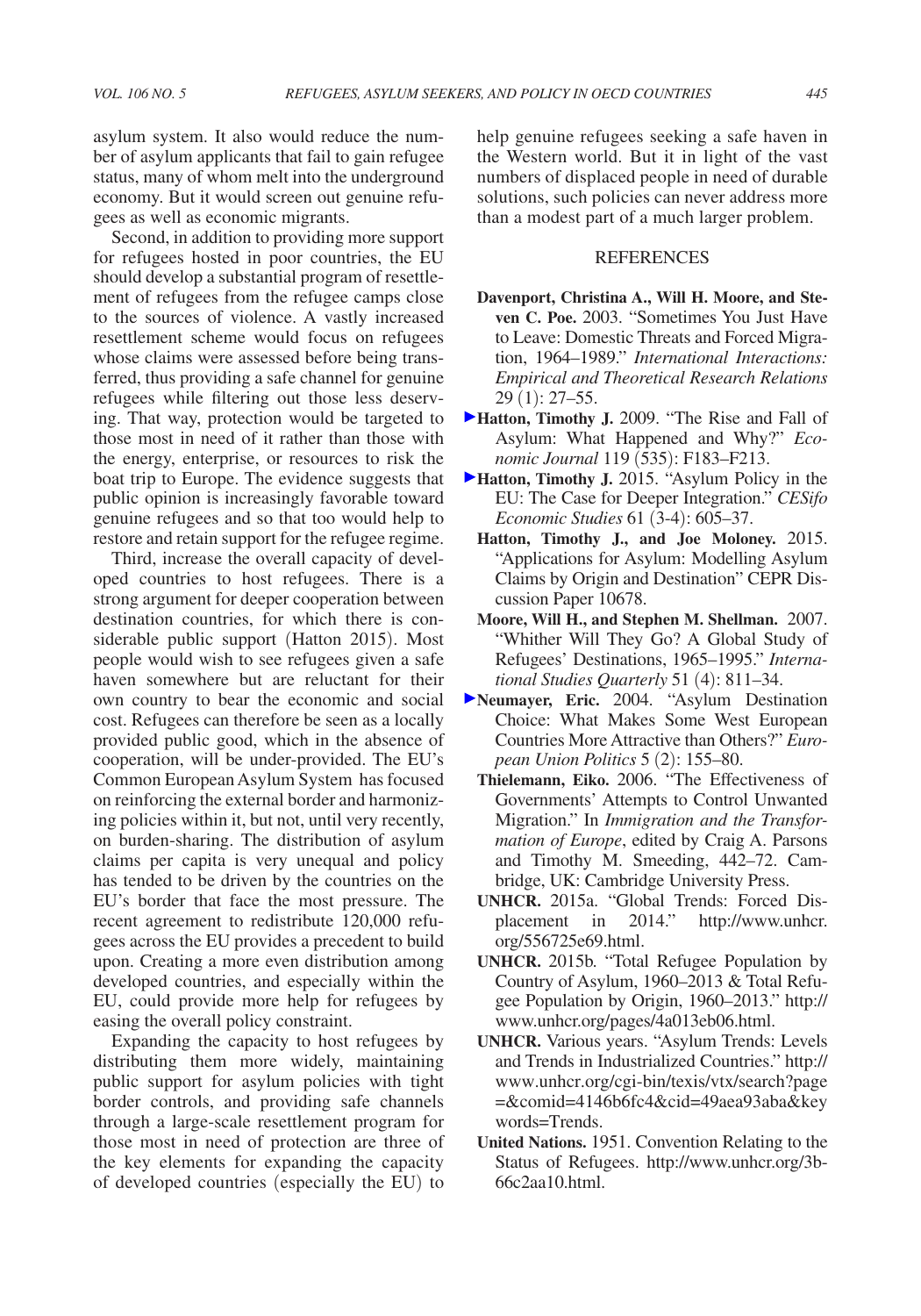asylum system. It also would reduce the number of asylum applicants that fail to gain refugee status, many of whom melt into the underground economy. But it would screen out genuine refugees as well as economic migrants.

Second, in addition to providing more support for refugees hosted in poor countries, the EU should develop a substantial program of resettlement of refugees from the refugee camps close to the sources of violence. A vastly increased resettlement scheme would focus on refugees whose claims were assessed before being transferred, thus providing a safe channel for genuine refugees while filtering out those less deserving. That way, protection would be targeted to those most in need of it rather than those with the energy, enterprise, or resources to risk the boat trip to Europe. The evidence suggests that public opinion is increasingly favorable toward genuine refugees and so that too would help to restore and retain support for the refugee regime.

Third, increase the overall capacity of developed countries to host refugees. There is a strong argument for deeper cooperation between destination countries, for which there is considerable public support (Hatton 2015). Most people would wish to see refugees given a safe haven somewhere but are reluctant for their own country to bear the economic and social cost. Refugees can therefore be seen as a locally provided public good, which in the absence of cooperation, will be under-provided. The EU's Common European Asylum System has focused on reinforcing the external border and harmonizing policies within it, but not, until very recently, on burden-sharing. The distribution of asylum claims per capita is very unequal and policy has tended to be driven by the countries on the EU's border that face the most pressure. The recent agreement to redistribute 120,000 refugees across the EU provides a precedent to build upon. Creating a more even distribution among developed countries, and especially within the EU, could provide more help for refugees by easing the overall policy constraint.

Expanding the capacity to host refugees by distributing them more widely, maintaining public support for asylum policies with tight border controls, and providing safe channels through a large-scale resettlement program for those most in need of protection are three of the key elements for expanding the capacity of developed countries (especially the EU) to help genuine refugees seeking a safe haven in the Western world. But it in light of the vast numbers of displaced people in need of durable solutions, such policies can never address more than a modest part of a much larger problem.

## REFERENCES

**Davenport, Christina A., Will H. Moore, and Steven C. Poe.** 2003. "Sometimes You Just Have to Leave: Domestic Threats and Forced Migration, 1964–1989." *International Interactions: Empirical and Theoretical Research Relations* 29 (1): 27–55.

**Hatton, Timothy J.** 2009. "The Rise and Fall of Asylum: What Happened and Why?" *Economic Journal* 119 (535): F183–F213.

**Hatton, Timothy J.** 2015. "Asylum Policy in the EU: The Case for Deeper Integration." *CESifo Economic Studies* 61 (3-4): 605–37.

**Hatton, Timothy J., and Joe Moloney.** 2015. "Applications for Asylum: Modelling Asylum Claims by Origin and Destination" CEPR Discussion Paper 10678.

**Moore, Will H., and Stephen M. Shellman.** 2007. "Whither Will They Go? A Global Study of Refugees' Destinations, 1965–1995." *International Studies Quarterly* 51 (4): 811–34.

**Neumayer, Eric.** 2004. "Asylum Destination Choice: What Makes Some West European Countries More Attractive than Others?" *European Union Politics* 5 (2): 155–80.

**Thielemann, Eiko.** 2006. "The Effectiveness of Governments' Attempts to Control Unwanted Migration." In *Immigration and the Transformation of Europe*, edited by Craig A. Parsons and Timothy M. Smeeding, 442–72. Cambridge, UK: Cambridge University Press.

**UNHCR.** 2015a. "Global Trends: Forced Displacement in 2014." http://www.unhcr.org/556725e69.html.

**UNHCR.** 2015b. "Total Refugee Population by Country of Asylum, 1960–2013 & Total Refugee Population by Origin, 1960–2013." http://www.unhcr.org/pages/4a013eb06.html.

**UNHCR.** Various years. "Asylum Trends: Levels and Trends in Industrialized Countries." http://www.unhcr.org/cgi-bin/texis/vtx/search?page=&comid=4146b6fc4&cid=49aea93aba&keywords=Trends.

**United Nations.** 1951. Convention Relating to the Status of Refugees. http://www.unhcr.org/3b66c2aa10.html.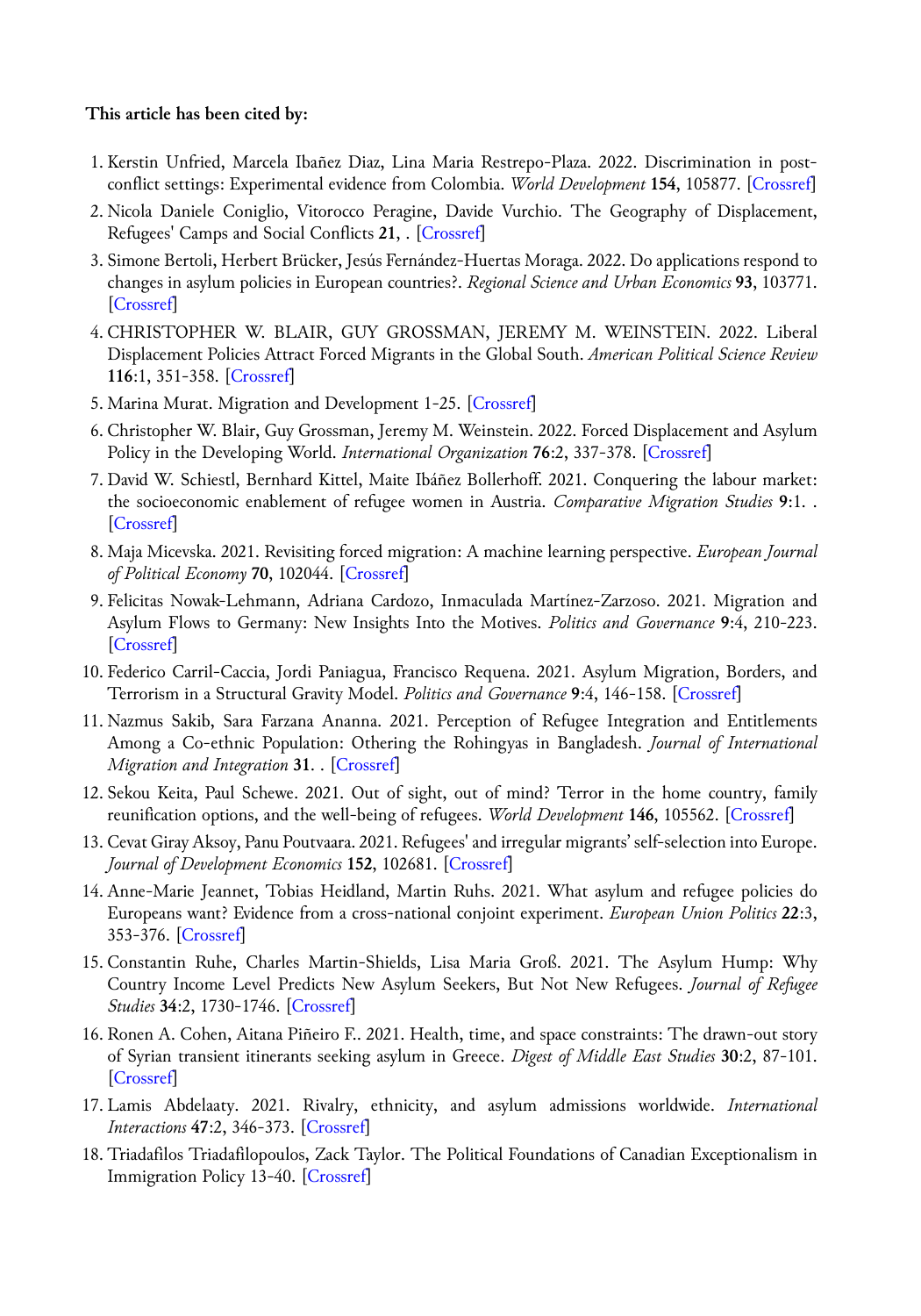**This article has been cited by:**

1. Kerstin Unfried, Marcela Ibañez Diaz, Lina Maria Restrepo-Plaza. 2022. Discrimination in post-conflict settings: Experimental evidence from Colombia. *World Development* **154**, 105877. [Crossref]
2. Nicola Daniele Coniglio, Vitorocco Peragine, Davide Vurchio. The Geography of Displacement, Refugees' Camps and Social Conflicts **21**, . [Crossref]
3. Simone Bertoli, Herbert Brücker, Jesús Fernández-Huertas Moraga. 2022. Do applications respond to changes in asylum policies in European countries?. *Regional Science and Urban Economics* **93**, 103771. [Crossref]
4. CHRISTOPHER W. BLAIR, GUY GROSSMAN, JEREMY M. WEINSTEIN. 2022. Liberal Displacement Policies Attract Forced Migrants in the Global South. *American Political Science Review* **116**:1, 351-358. [Crossref]
5. Marina Murat. Migration and Development 1-25. [Crossref]
6. Christopher W. Blair, Guy Grossman, Jeremy M. Weinstein. 2022. Forced Displacement and Asylum Policy in the Developing World. *International Organization* **76**:2, 337-378. [Crossref]
7. David W. Schiestl, Bernhard Kittel, Maite Ibáñez Bollerhoff. 2021. Conquering the labour market: the socioeconomic enablement of refugee women in Austria. *Comparative Migration Studies* **9**:1. . [Crossref]
8. Maja Micevska. 2021. Revisiting forced migration: A machine learning perspective. *European Journal of Political Economy* **70**, 102044. [Crossref]
9. Felicitas Nowak-Lehmann, Adriana Cardozo, Inmaculada Martínez-Zarzoso. 2021. Migration and Asylum Flows to Germany: New Insights Into the Motives. *Politics and Governance* **9**:4, 210-223. [Crossref]
10. Federico Carril-Caccia, Jordi Paniagua, Francisco Requena. 2021. Asylum Migration, Borders, and Terrorism in a Structural Gravity Model. *Politics and Governance* **9**:4, 146-158. [Crossref]
11. Nazmus Sakib, Sara Farzana Ananna. 2021. Perception of Refugee Integration and Entitlements Among a Co-ethnic Population: Othering the Rohingyas in Bangladesh. *Journal of International Migration and Integration* **31**. . [Crossref]
12. Sekou Keita, Paul Schewe. 2021. Out of sight, out of mind? Terror in the home country, family reunification options, and the well-being of refugees. *World Development* **146**, 105562. [Crossref]
13. Cevat Giray Aksoy, Panu Poutvaara. 2021. Refugees' and irregular migrants' self-selection into Europe. *Journal of Development Economics* **152**, 102681. [Crossref]
14. Anne-Marie Jeannet, Tobias Heidland, Martin Ruhs. 2021. What asylum and refugee policies do Europeans want? Evidence from a cross-national conjoint experiment. *European Union Politics* **22**:3, 353-376. [Crossref]
15. Constantin Ruhe, Charles Martin-Shields, Lisa Maria Groß. 2021. The Asylum Hump: Why Country Income Level Predicts New Asylum Seekers, But Not New Refugees. *Journal of Refugee Studies* **34**:2, 1730-1746. [Crossref]
16. Ronen A. Cohen, Aitana Piñeiro F.. 2021. Health, time, and space constraints: The drawn-out story of Syrian transient itinerants seeking asylum in Greece. *Digest of Middle East Studies* **30**:2, 87-101. [Crossref]
17. Lamis Abdelaaty. 2021. Rivalry, ethnicity, and asylum admissions worldwide. *International Interactions* **47**:2, 346-373. [Crossref]
18. Triadafilos Triadafilopoulos, Zack Taylor. The Political Foundations of Canadian Exceptionalism in Immigration Policy 13-40. [Crossref]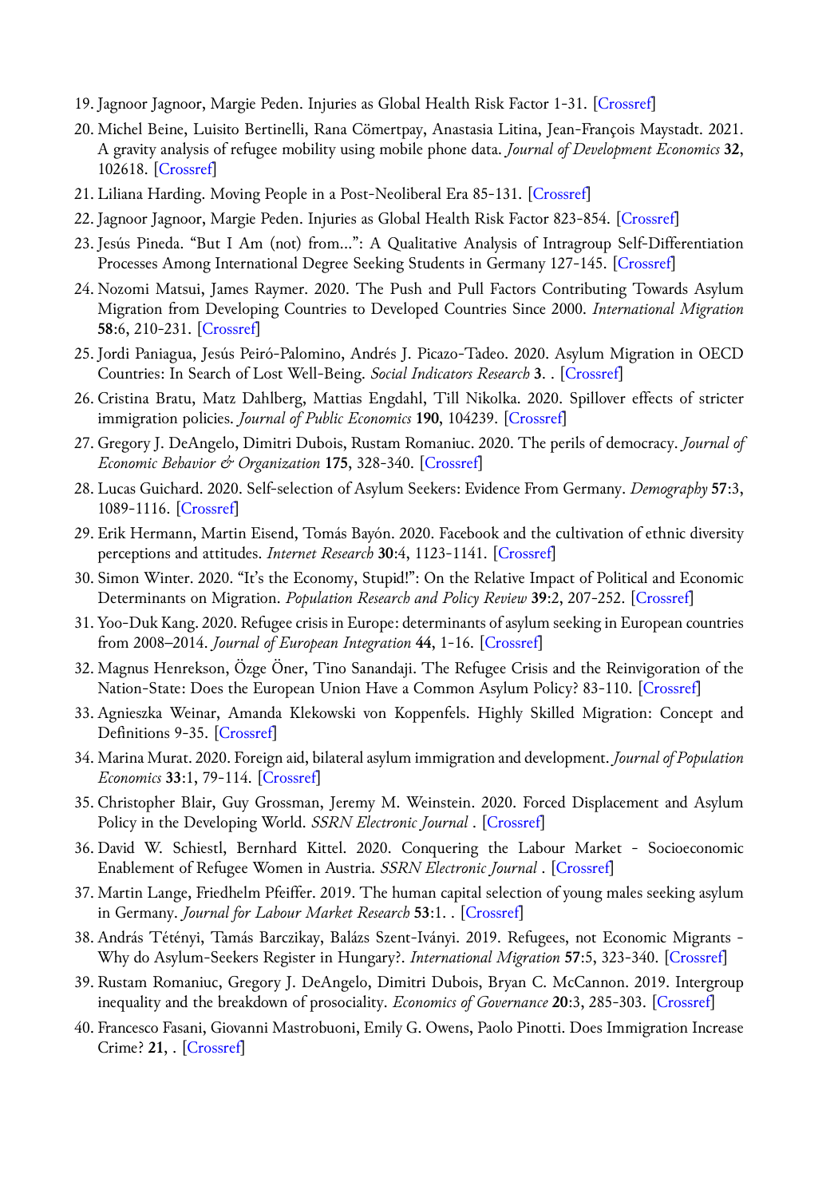19. Jagnoor Jagnoor, Margie Peden. Injuries as Global Health Risk Factor 1-31. [Crossref]
20. Michel Beine, Luisito Bertinelli, Rana Cömertpay, Anastasia Litina, Jean-François Maystadt. 2021. A gravity analysis of refugee mobility using mobile phone data. *Journal of Development Economics* **32**, 102618. [Crossref]
21. Liliana Harding. Moving People in a Post-Neoliberal Era 85-131. [Crossref]
22. Jagnoor Jagnoor, Margie Peden. Injuries as Global Health Risk Factor 823-854. [Crossref]
23. Jesús Pineda. "But I Am (not) from...": A Qualitative Analysis of Intragroup Self-Differentiation Processes Among International Degree Seeking Students in Germany 127-145. [Crossref]
24. Nozomi Matsui, James Raymer. 2020. The Push and Pull Factors Contributing Towards Asylum Migration from Developing Countries to Developed Countries Since 2000. *International Migration* **58**:6, 210-231. [Crossref]
25. Jordi Paniagua, Jesús Peiró-Palomino, Andrés J. Picazo-Tadeo. 2020. Asylum Migration in OECD Countries: In Search of Lost Well-Being. *Social Indicators Research* **3**. . [Crossref]
26. Cristina Bratu, Matz Dahlberg, Mattias Engdahl, Till Nikolka. 2020. Spillover effects of stricter immigration policies. *Journal of Public Economics* **190**, 104239. [Crossref]
27. Gregory J. DeAngelo, Dimitri Dubois, Rustam Romaniuc. 2020. The perils of democracy. *Journal of Economic Behavior & Organization* **175**, 328-340. [Crossref]
28. Lucas Guichard. 2020. Self-selection of Asylum Seekers: Evidence From Germany. *Demography* **57**:3, 1089-1116. [Crossref]
29. Erik Hermann, Martin Eisend, Tomás Bayón. 2020. Facebook and the cultivation of ethnic diversity perceptions and attitudes. *Internet Research* **30**:4, 1123-1141. [Crossref]
30. Simon Winter. 2020. "It's the Economy, Stupid!": On the Relative Impact of Political and Economic Determinants on Migration. *Population Research and Policy Review* **39**:2, 207-252. [Crossref]
31. Yoo-Duk Kang. 2020. Refugee crisis in Europe: determinants of asylum seeking in European countries from 2008–2014. *Journal of European Integration* **44**, 1-16. [Crossref]
32. Magnus Henrekson, Özge Öner, Tino Sanandaji. The Refugee Crisis and the Reinvigoration of the Nation-State: Does the European Union Have a Common Asylum Policy? 83-110. [Crossref]
33. Agnieszka Weinar, Amanda Klekowski von Koppenfels. Highly Skilled Migration: Concept and Definitions 9-35. [Crossref]
34. Marina Murat. 2020. Foreign aid, bilateral asylum immigration and development. *Journal of Population Economics* **33**:1, 79-114. [Crossref]
35. Christopher Blair, Guy Grossman, Jeremy M. Weinstein. 2020. Forced Displacement and Asylum Policy in the Developing World. *SSRN Electronic Journal* . [Crossref]
36. David W. Schiestl, Bernhard Kittel. 2020. Conquering the Labour Market - Socioeconomic Enablement of Refugee Women in Austria. *SSRN Electronic Journal* . [Crossref]
37. Martin Lange, Friedhelm Pfeiffer. 2019. The human capital selection of young males seeking asylum in Germany. *Journal for Labour Market Research* **53**:1. . [Crossref]
38. András Tétényi, Tamás Barczikay, Balázs Szent-Iványi. 2019. Refugees, not Economic Migrants - Why do Asylum-Seekers Register in Hungary?. *International Migration* **57**:5, 323-340. [Crossref]
39. Rustam Romaniuc, Gregory J. DeAngelo, Dimitri Dubois, Bryan C. McCannon. 2019. Intergroup inequality and the breakdown of prosociality. *Economics of Governance* **20**:3, 285-303. [Crossref]
40. Francesco Fasani, Giovanni Mastrobuoni, Emily G. Owens, Paolo Pinotti. Does Immigration Increase Crime? **21**, . [Crossref]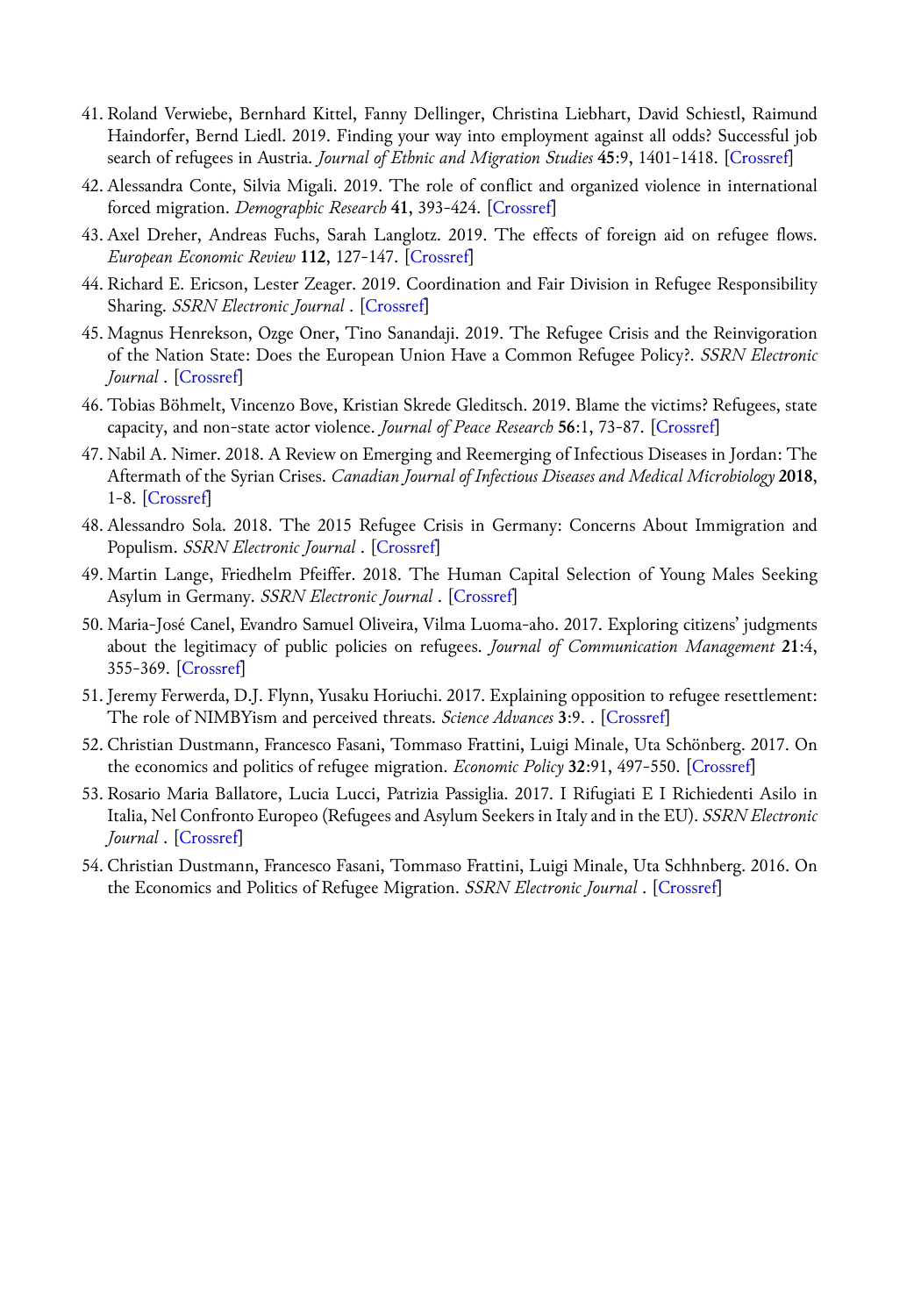41. Roland Verwiebe, Bernhard Kittel, Fanny Dellinger, Christina Liebhart, David Schiestl, Raimund Haindorfer, Bernd Liedl. 2019. Finding your way into employment against all odds? Successful job search of refugees in Austria. *Journal of Ethnic and Migration Studies* **45**:9, 1401-1418. [Crossref]
42. Alessandra Conte, Silvia Migali. 2019. The role of conflict and organized violence in international forced migration. *Demographic Research* **41**, 393-424. [Crossref]
43. Axel Dreher, Andreas Fuchs, Sarah Langlotz. 2019. The effects of foreign aid on refugee flows. *European Economic Review* **112**, 127-147. [Crossref]
44. Richard E. Ericson, Lester Zeager. 2019. Coordination and Fair Division in Refugee Responsibility Sharing. *SSRN Electronic Journal* . [Crossref]
45. Magnus Henrekson, Ozge Oner, Tino Sanandaji. 2019. The Refugee Crisis and the Reinvigoration of the Nation State: Does the European Union Have a Common Refugee Policy?. *SSRN Electronic Journal* . [Crossref]
46. Tobias Böhmelt, Vincenzo Bove, Kristian Skrede Gleditsch. 2019. Blame the victims? Refugees, state capacity, and non-state actor violence. *Journal of Peace Research* **56**:1, 73-87. [Crossref]
47. Nabil A. Nimer. 2018. A Review on Emerging and Reemerging of Infectious Diseases in Jordan: The Aftermath of the Syrian Crises. *Canadian Journal of Infectious Diseases and Medical Microbiology* **2018**, 1-8. [Crossref]
48. Alessandro Sola. 2018. The 2015 Refugee Crisis in Germany: Concerns About Immigration and Populism. *SSRN Electronic Journal* . [Crossref]
49. Martin Lange, Friedhelm Pfeiffer. 2018. The Human Capital Selection of Young Males Seeking Asylum in Germany. *SSRN Electronic Journal* . [Crossref]
50. Maria-José Canel, Evandro Samuel Oliveira, Vilma Luoma-aho. 2017. Exploring citizens' judgments about the legitimacy of public policies on refugees. *Journal of Communication Management* **21**:4, 355-369. [Crossref]
51. Jeremy Ferwerda, D.J. Flynn, Yusaku Horiuchi. 2017. Explaining opposition to refugee resettlement: The role of NIMBYism and perceived threats. *Science Advances* **3**:9. . [Crossref]
52. Christian Dustmann, Francesco Fasani, Tommaso Frattini, Luigi Minale, Uta Schönberg. 2017. On the economics and politics of refugee migration. *Economic Policy* **32**:91, 497-550. [Crossref]
53. Rosario Maria Ballatore, Lucia Lucci, Patrizia Passiglia. 2017. I Rifugiati E I Richiedenti Asilo in Italia, Nel Confronto Europeo (Refugees and Asylum Seekers in Italy and in the EU). *SSRN Electronic Journal* . [Crossref]
54. Christian Dustmann, Francesco Fasani, Tommaso Frattini, Luigi Minale, Uta Schhnberg. 2016. On the Economics and Politics of Refugee Migration. *SSRN Electronic Journal* . [Crossref]